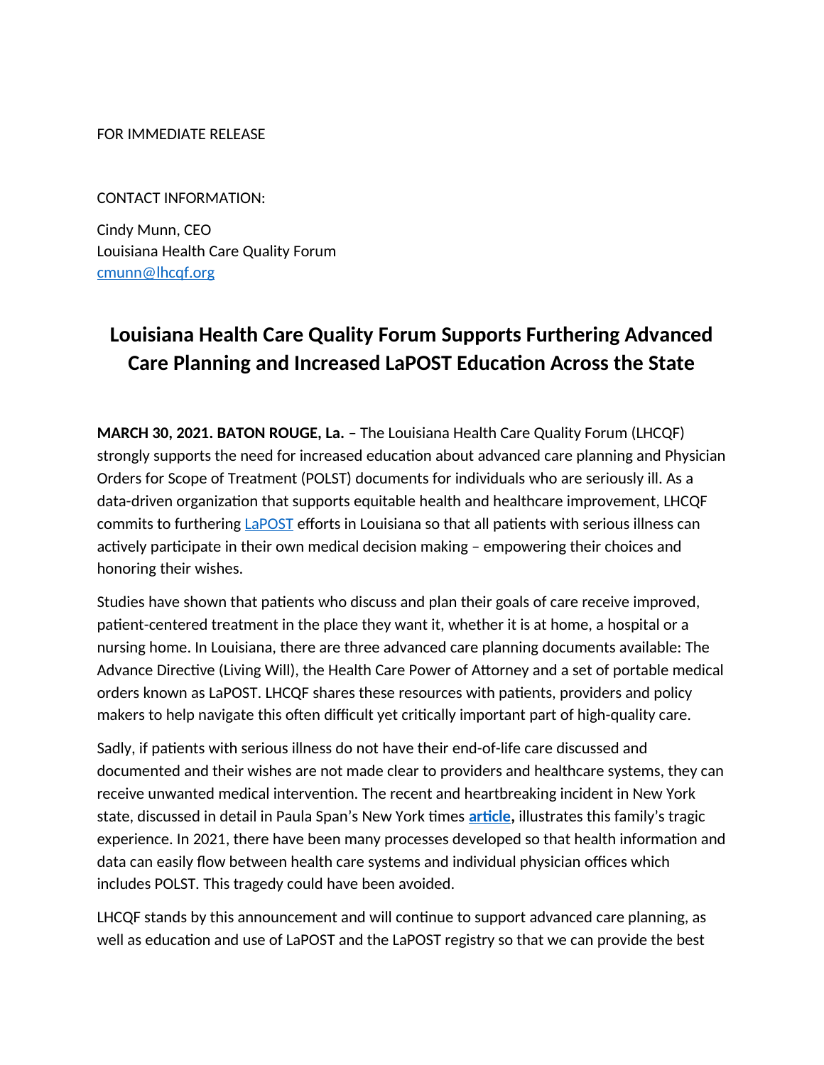FOR IMMEDIATE RELEASE

CONTACT INFORMATION:

Cindy Munn, CEO
Louisiana Health Care Quality Forum
cmunn@lhcqf.org

# Louisiana Health Care Quality Forum Supports Furthering Advanced Care Planning and Increased LaPOST Education Across the State

**MARCH 30, 2021. BATON ROUGE, La.** – The Louisiana Health Care Quality Forum (LHCQF) strongly supports the need for increased education about advanced care planning and Physician Orders for Scope of Treatment (POLST) documents for individuals who are seriously ill. As a data-driven organization that supports equitable health and healthcare improvement, LHCQF commits to furthering LaPOST efforts in Louisiana so that all patients with serious illness can actively participate in their own medical decision making – empowering their choices and honoring their wishes.

Studies have shown that patients who discuss and plan their goals of care receive improved, patient-centered treatment in the place they want it, whether it is at home, a hospital or a nursing home. In Louisiana, there are three advanced care planning documents available: The Advance Directive (Living Will), the Health Care Power of Attorney and a set of portable medical orders known as LaPOST. LHCQF shares these resources with patients, providers and policy makers to help navigate this often difficult yet critically important part of high-quality care.

Sadly, if patients with serious illness do not have their end-of-life care discussed and documented and their wishes are not made clear to providers and healthcare systems, they can receive unwanted medical intervention. The recent and heartbreaking incident in New York state, discussed in detail in Paula Span's New York times **article,** illustrates this family's tragic experience. In 2021, there have been many processes developed so that health information and data can easily flow between health care systems and individual physician offices which includes POLST. This tragedy could have been avoided.

LHCQF stands by this announcement and will continue to support advanced care planning, as well as education and use of LaPOST and the LaPOST registry so that we can provide the best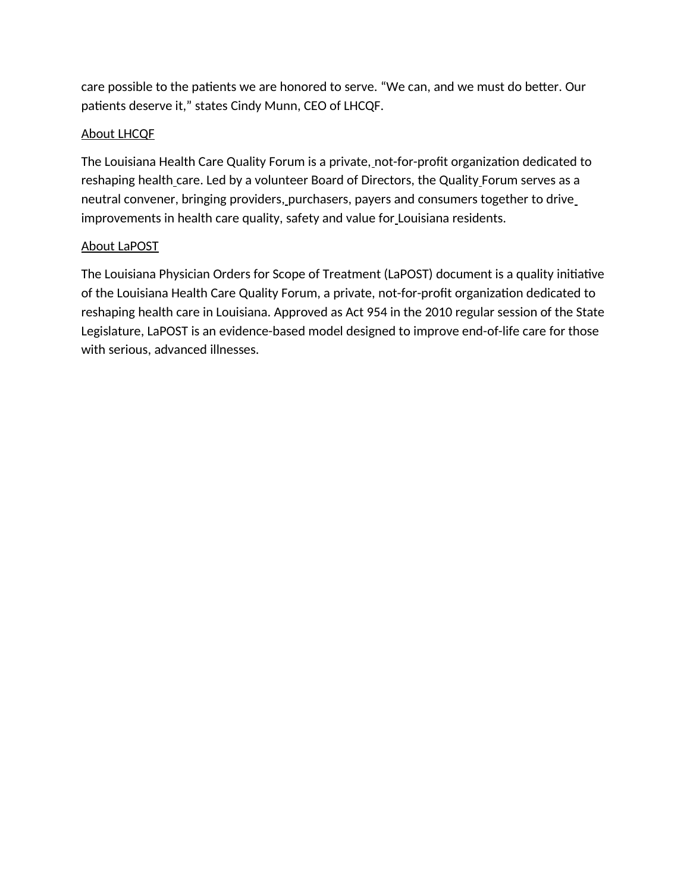care possible to the patients we are honored to serve. “We can, and we must do better. Our patients deserve it,” states Cindy Munn, CEO of LHCQF.

About LHCQF

The Louisiana Health Care Quality Forum is a private, not-for-profit organization dedicated to reshaping health care. Led by a volunteer Board of Directors, the Quality Forum serves as a neutral convener, bringing providers, purchasers, payers and consumers together to drive improvements in health care quality, safety and value for Louisiana residents.

About LaPOST

The Louisiana Physician Orders for Scope of Treatment (LaPOST) document is a quality initiative of the Louisiana Health Care Quality Forum, a private, not-for-profit organization dedicated to reshaping health care in Louisiana. Approved as Act 954 in the 2010 regular session of the State Legislature, LaPOST is an evidence-based model designed to improve end-of-life care for those with serious, advanced illnesses.